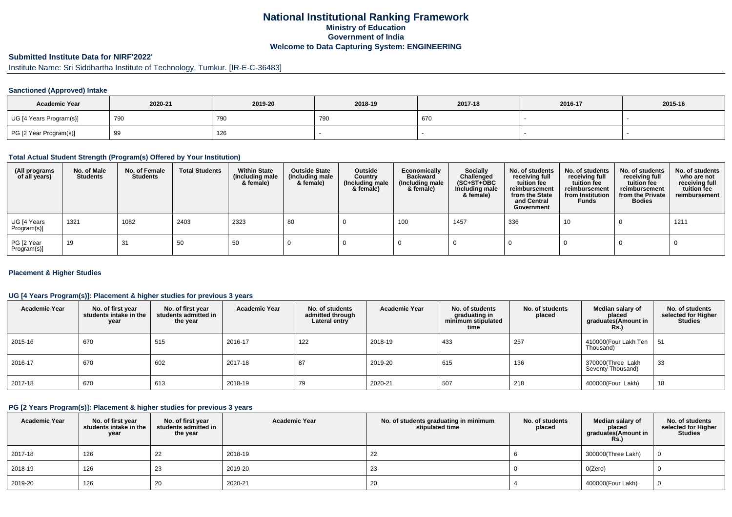# National Institutional Ranking Framework
## Ministry of Education
## Government of India
## Welcome to Data Capturing System: ENGINEERING

### Submitted Institute Data for NIRF'2022'

Institute Name: Sri Siddhartha Institute of Technology, Tumkur. [IR-E-C-36483]

#### Sanctioned (Approved) Intake

| Academic Year | 2020-21 | 2019-20 | 2018-19 | 2017-18 | 2016-17 | 2015-16 |
|---|---|---|---|---|---|---|
| UG [4 Years Program(s)] | 790 | 790 | 790 | 670 | - | - |
| PG [2 Year Program(s)] | 99 | 126 | - | - | - | - |

#### Total Actual Student Strength (Program(s) Offered by Your Institution)

| (All programs of all years) | No. of Male Students | No. of Female Students | Total Students | Within State (Including male & female) | Outside State (Including male & female) | Outside Country (Including male & female) | Economically Backward (Including male & female) | Socially Challenged (SC+ST+OBC Including male & female) | No. of students receiving full tuition fee reimbursement from the State and Central Government | No. of students receiving full tuition fee reimbursement from Institution Funds | No. of students receiving full tuition fee reimbursement from the Private Bodies | No. of students who are not receiving full tuition fee reimbursement |
|---|---|---|---|---|---|---|---|---|---|---|---|---|
| UG [4 Years Program(s)] | 1321 | 1082 | 2403 | 2323 | 80 | 0 | 100 | 1457 | 336 | 10 | 0 | 1211 |
| PG [2 Year Program(s)] | 19 | 31 | 50 | 50 | 0 | 0 | 0 | 0 | 0 | 0 | 0 | 0 |

#### Placement & Higher Studies

#### UG [4 Years Program(s)]: Placement & higher studies for previous 3 years

| Academic Year | No. of first year students intake in the year | No. of first year students admitted in the year | Academic Year | No. of students admitted through Lateral entry | Academic Year | No. of students graduating in minimum stipulated time | No. of students placed | Median salary of placed graduates(Amount in Rs.) | No. of students selected for Higher Studies |
|---|---|---|---|---|---|---|---|---|---|
| 2015-16 | 670 | 515 | 2016-17 | 122 | 2018-19 | 433 | 257 | 410000(Four Lakh Ten Thousand) | 51 |
| 2016-17 | 670 | 602 | 2017-18 | 87 | 2019-20 | 615 | 136 | 370000(Three Lakh Seventy Thousand) | 33 |
| 2017-18 | 670 | 613 | 2018-19 | 79 | 2020-21 | 507 | 218 | 400000(Four Lakh) | 18 |

#### PG [2 Years Program(s)]: Placement & higher studies for previous 3 years

| Academic Year | No. of first year students intake in the year | No. of first year students admitted in the year | Academic Year | No. of students graduating in minimum stipulated time | No. of students placed | Median salary of placed graduates(Amount in Rs.) | No. of students selected for Higher Studies |
|---|---|---|---|---|---|---|---|
| 2017-18 | 126 | 22 | 2018-19 | 22 | 6 | 300000(Three Lakh) | 0 |
| 2018-19 | 126 | 23 | 2019-20 | 23 | 0 | 0(Zero) | 0 |
| 2019-20 | 126 | 20 | 2020-21 | 20 | 4 | 400000(Four Lakh) | 0 |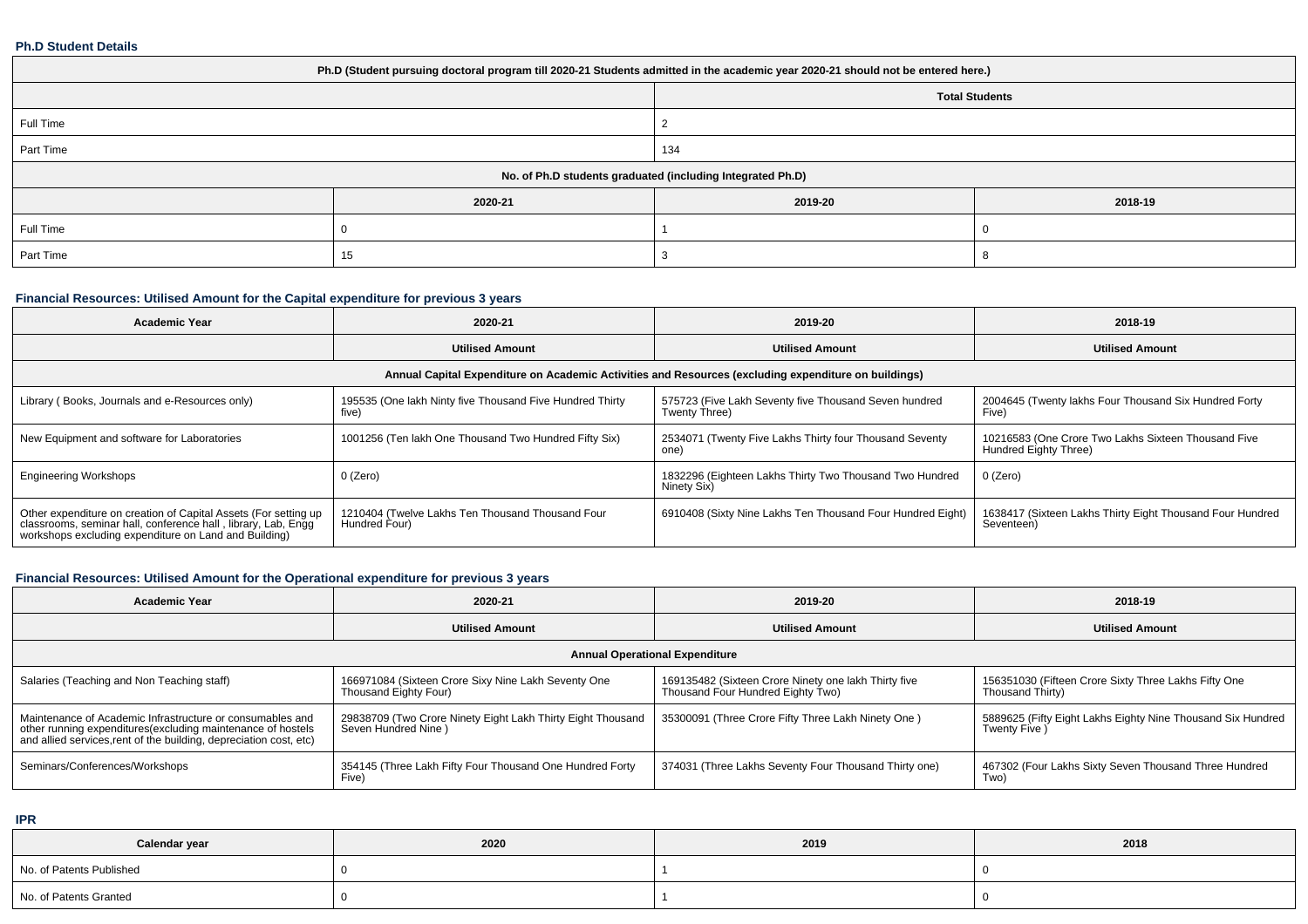### Ph.D Student Details

| Ph.D (Student pursuing doctoral program till 2020-21 Students admitted in the academic year 2020-21 should not be entered here.) | | | |
|---|---|---|---|
| | | Total Students | |
| Full Time | | 2 | |
| Part Time | | 134 | |
| No. of Ph.D students graduated (including Integrated Ph.D) | | | |
| | 2020-21 | 2019-20 | 2018-19 |
| Full Time | 0 | 1 | 0 |
| Part Time | 15 | 3 | 8 |

### Financial Resources: Utilised Amount for the Capital expenditure for previous 3 years

| Academic Year | 2020-21 | 2019-20 | 2018-19 |
|---|---|---|---|
| | Utilised Amount | Utilised Amount | Utilised Amount |
| Annual Capital Expenditure on Academic Activities and Resources (excluding expenditure on buildings) | | | |
| Library ( Books, Journals and e-Resources only) | 195535 (One lakh Ninty five Thousand Five Hundred Thirty five) | 575723 (Five Lakh Seventy five Thousand Seven hundred Twenty Three) | 2004645 (Twenty lakhs Four Thousand Six Hundred Forty Five) |
| New Equipment and software for Laboratories | 1001256 (Ten lakh One Thousand Two Hundred Fifty Six) | 2534071 (Twenty Five Lakhs Thirty four Thousand Seventy one) | 10216583 (One Crore Two Lakhs Sixteen Thousand Five Hundred Eighty Three) |
| Engineering Workshops | 0 (Zero) | 1832296 (Eighteen Lakhs Thirty Two Thousand Two Hundred Ninety Six) | 0 (Zero) |
| Other expenditure on creation of Capital Assets (For setting up classrooms, seminar hall, conference hall , library, Lab, Engg workshops excluding expenditure on Land and Building) | 1210404 (Twelve Lakhs Ten Thousand Thousand Four Hundred Four) | 6910408 (Sixty Nine Lakhs Ten Thousand Four Hundred Eight) | 1638417 (Sixteen Lakhs Thirty Eight Thousand Four Hundred Seventeen) |

### Financial Resources: Utilised Amount for the Operational expenditure for previous 3 years

| Academic Year | 2020-21 | 2019-20 | 2018-19 |
|---|---|---|---|
| | Utilised Amount | Utilised Amount | Utilised Amount |
| Annual Operational Expenditure | | | |
| Salaries (Teaching and Non Teaching staff) | 166971084 (Sixteen Crore Sixy Nine Lakh Seventy One Thousand Eighty Four) | 169135482 (Sixteen Crore Ninety one lakh Thirty five Thousand Four Hundred Eighty Two) | 156351030 (Fifteen Crore Sixty Three Lakhs Fifty One Thousand Thirty) |
| Maintenance of Academic Infrastructure or consumables and other running expenditures(excluding maintenance of hostels and allied services,rent of the building, depreciation cost, etc) | 29838709 (Two Crore Ninety Eight Lakh Thirty Eight Thousand Seven Hundred Nine ) | 35300091 (Three Crore Fifty Three Lakh Ninety One ) | 5889625 (Fifty Eight Lakhs Eighty Nine Thousand Six Hundred Twenty Five ) |
| Seminars/Conferences/Workshops | 354145 (Three Lakh Fifty Four Thousand One Hundred Forty Five) | 374031 (Three Lakhs Seventy Four Thousand Thirty one) | 467302 (Four Lakhs Sixty Seven Thousand Three Hundred Two) |

### IPR

| Calendar year | 2020 | 2019 | 2018 |
|---|---|---|---|
| No. of Patents Published | 0 | 1 | 0 |
| No. of Patents Granted | 0 | 1 | 0 |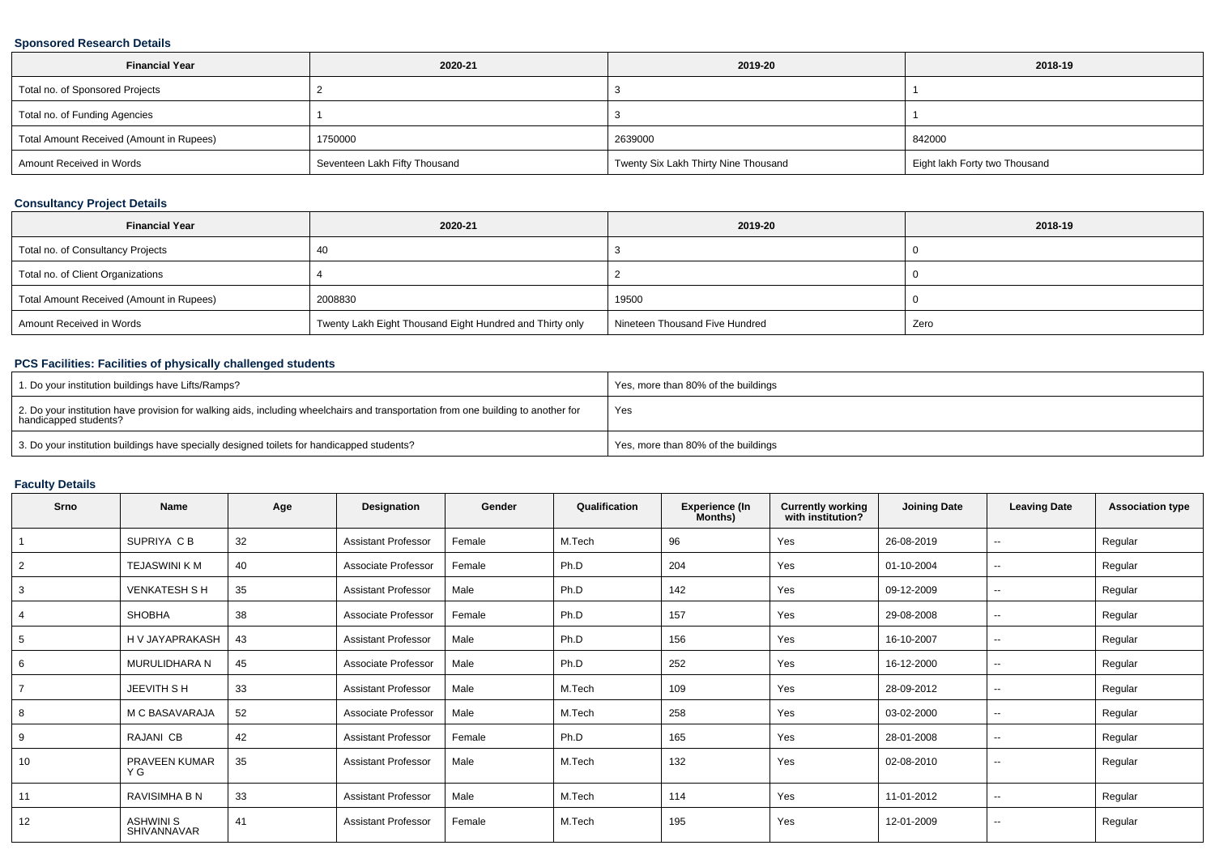### Sponsored Research Details

| Financial Year | 2020-21 | 2019-20 | 2018-19 |
|---|---|---|---|
| Total no. of Sponsored Projects | 2 | 3 | 1 |
| Total no. of Funding Agencies | 1 | 3 | 1 |
| Total Amount Received (Amount in Rupees) | 1750000 | 2639000 | 842000 |
| Amount Received in Words | Seventeen Lakh Fifty Thousand | Twenty Six Lakh Thirty Nine Thousand | Eight lakh Forty two Thousand |

### Consultancy Project Details

| Financial Year | 2020-21 | 2019-20 | 2018-19 |
|---|---|---|---|
| Total no. of Consultancy Projects | 40 | 3 | 0 |
| Total no. of Client Organizations | 4 | 2 | 0 |
| Total Amount Received (Amount in Rupees) | 2008830 | 19500 | 0 |
| Amount Received in Words | Twenty Lakh Eight Thousand Eight Hundred and Thirty only | Nineteen Thousand Five Hundred | Zero |

### PCS Facilities: Facilities of physically challenged students

| | |
|---|---|
| 1. Do your institution buildings have Lifts/Ramps? | Yes, more than 80% of the buildings |
| 2. Do your institution have provision for walking aids, including wheelchairs and transportation from one building to another for handicapped students? | Yes |
| 3. Do your institution buildings have specially designed toilets for handicapped students? | Yes, more than 80% of the buildings |

### Faculty Details

| Srno | Name | Age | Designation | Gender | Qualification | Experience (In Months) | Currently working with institution? | Joining Date | Leaving Date | Association type |
|---|---|---|---|---|---|---|---|---|---|---|
| 1 | SUPRIYA C B | 32 | Assistant Professor | Female | M.Tech | 96 | Yes | 26-08-2019 | -- | Regular |
| 2 | TEJASWINI K M | 40 | Associate Professor | Female | Ph.D | 204 | Yes | 01-10-2004 | -- | Regular |
| 3 | VENKATESH S H | 35 | Assistant Professor | Male | Ph.D | 142 | Yes | 09-12-2009 | -- | Regular |
| 4 | SHOBHA | 38 | Associate Professor | Female | Ph.D | 157 | Yes | 29-08-2008 | -- | Regular |
| 5 | H V JAYAPRAKASH | 43 | Assistant Professor | Male | Ph.D | 156 | Yes | 16-10-2007 | -- | Regular |
| 6 | MURULIDHARA N | 45 | Associate Professor | Male | Ph.D | 252 | Yes | 16-12-2000 | -- | Regular |
| 7 | JEEVITH S H | 33 | Assistant Professor | Male | M.Tech | 109 | Yes | 28-09-2012 | -- | Regular |
| 8 | M C BASAVARAJA | 52 | Associate Professor | Male | M.Tech | 258 | Yes | 03-02-2000 | -- | Regular |
| 9 | RAJANI CB | 42 | Assistant Professor | Female | Ph.D | 165 | Yes | 28-01-2008 | -- | Regular |
| 10 | PRAVEEN KUMAR Y G | 35 | Assistant Professor | Male | M.Tech | 132 | Yes | 02-08-2010 | -- | Regular |
| 11 | RAVISIMHA B N | 33 | Assistant Professor | Male | M.Tech | 114 | Yes | 11-01-2012 | -- | Regular |
| 12 | ASHWINI S SHIVANNAVAR | 41 | Assistant Professor | Female | M.Tech | 195 | Yes | 12-01-2009 | -- | Regular |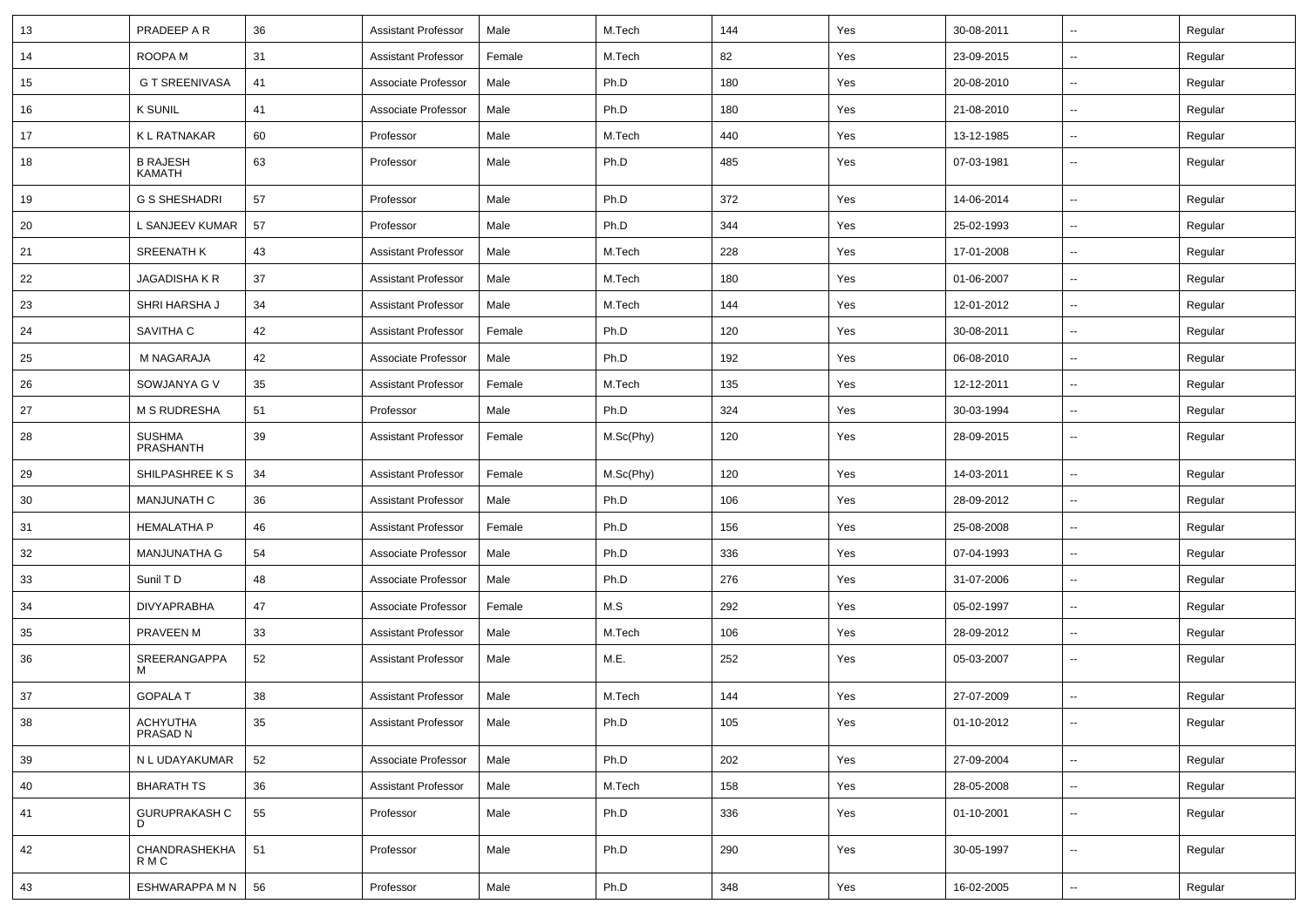| | | | | | | | | | | |
|---|---|---|---|---|---|---|---|---|---|---|
| 13 | PRADEEP A R | 36 | Assistant Professor | Male | M.Tech | 144 | Yes | 30-08-2011 | -- | Regular |
| 14 | ROOPA M | 31 | Assistant Professor | Female | M.Tech | 82 | Yes | 23-09-2015 | -- | Regular |
| 15 | G T SREENIVASA | 41 | Associate Professor | Male | Ph.D | 180 | Yes | 20-08-2010 | -- | Regular |
| 16 | K SUNIL | 41 | Associate Professor | Male | Ph.D | 180 | Yes | 21-08-2010 | -- | Regular |
| 17 | K L RATNAKAR | 60 | Professor | Male | M.Tech | 440 | Yes | 13-12-1985 | -- | Regular |
| 18 | B RAJESH KAMATH | 63 | Professor | Male | Ph.D | 485 | Yes | 07-03-1981 | -- | Regular |
| 19 | G S SHESHADRI | 57 | Professor | Male | Ph.D | 372 | Yes | 14-06-2014 | -- | Regular |
| 20 | L SANJEEV KUMAR | 57 | Professor | Male | Ph.D | 344 | Yes | 25-02-1993 | -- | Regular |
| 21 | SREENATH K | 43 | Assistant Professor | Male | M.Tech | 228 | Yes | 17-01-2008 | -- | Regular |
| 22 | JAGADISHA K R | 37 | Assistant Professor | Male | M.Tech | 180 | Yes | 01-06-2007 | -- | Regular |
| 23 | SHRI HARSHA J | 34 | Assistant Professor | Male | M.Tech | 144 | Yes | 12-01-2012 | -- | Regular |
| 24 | SAVITHA C | 42 | Assistant Professor | Female | Ph.D | 120 | Yes | 30-08-2011 | -- | Regular |
| 25 | M NAGARAJA | 42 | Associate Professor | Male | Ph.D | 192 | Yes | 06-08-2010 | -- | Regular |
| 26 | SOWJANYA G V | 35 | Assistant Professor | Female | M.Tech | 135 | Yes | 12-12-2011 | -- | Regular |
| 27 | M S RUDRESHA | 51 | Professor | Male | Ph.D | 324 | Yes | 30-03-1994 | -- | Regular |
| 28 | SUSHMA PRASHANTH | 39 | Assistant Professor | Female | M.Sc(Phy) | 120 | Yes | 28-09-2015 | -- | Regular |
| 29 | SHILPASHREE K S | 34 | Assistant Professor | Female | M.Sc(Phy) | 120 | Yes | 14-03-2011 | -- | Regular |
| 30 | MANJUNATH C | 36 | Assistant Professor | Male | Ph.D | 106 | Yes | 28-09-2012 | -- | Regular |
| 31 | HEMALATHA P | 46 | Assistant Professor | Female | Ph.D | 156 | Yes | 25-08-2008 | -- | Regular |
| 32 | MANJUNATHA G | 54 | Associate Professor | Male | Ph.D | 336 | Yes | 07-04-1993 | -- | Regular |
| 33 | Sunil T D | 48 | Associate Professor | Male | Ph.D | 276 | Yes | 31-07-2006 | -- | Regular |
| 34 | DIVYAPRABHA | 47 | Associate Professor | Female | M.S | 292 | Yes | 05-02-1997 | -- | Regular |
| 35 | PRAVEEN M | 33 | Assistant Professor | Male | M.Tech | 106 | Yes | 28-09-2012 | -- | Regular |
| 36 | SREERANGAPPA M | 52 | Assistant Professor | Male | M.E. | 252 | Yes | 05-03-2007 | -- | Regular |
| 37 | GOPALA T | 38 | Assistant Professor | Male | M.Tech | 144 | Yes | 27-07-2009 | -- | Regular |
| 38 | ACHYUTHA PRASAD N | 35 | Assistant Professor | Male | Ph.D | 105 | Yes | 01-10-2012 | -- | Regular |
| 39 | N L UDAYAKUMAR | 52 | Associate Professor | Male | Ph.D | 202 | Yes | 27-09-2004 | -- | Regular |
| 40 | BHARATH TS | 36 | Assistant Professor | Male | M.Tech | 158 | Yes | 28-05-2008 | -- | Regular |
| 41 | GURUPRAKASH C D | 55 | Professor | Male | Ph.D | 336 | Yes | 01-10-2001 | -- | Regular |
| 42 | CHANDRASHEKHA R M C | 51 | Professor | Male | Ph.D | 290 | Yes | 30-05-1997 | -- | Regular |
| 43 | ESHWARAPPA M N | 56 | Professor | Male | Ph.D | 348 | Yes | 16-02-2005 | -- | Regular |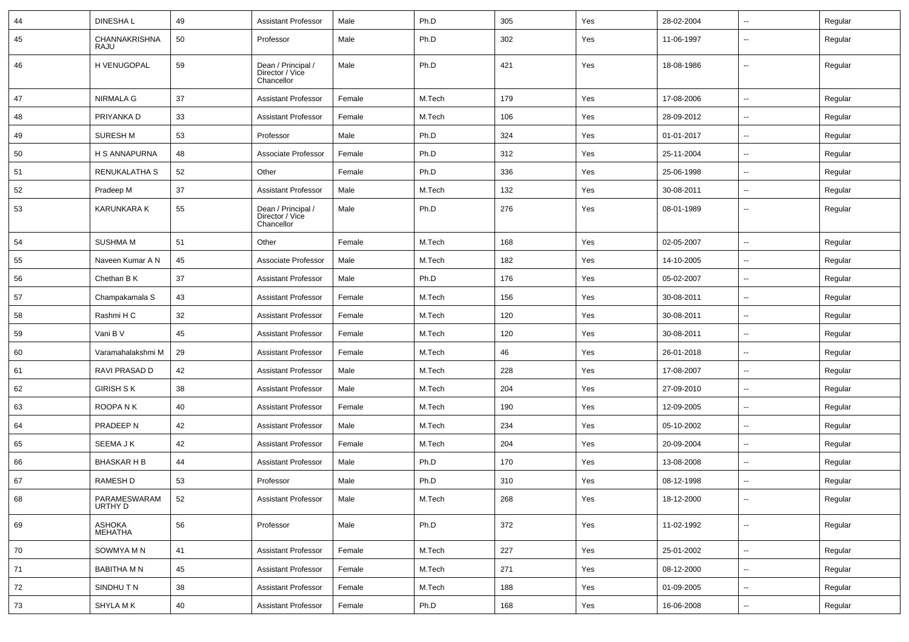| 44 | DINESHA L | 49 | Assistant Professor | Male | Ph.D | 305 | Yes | 28-02-2004 | -- | Regular |
|---|---|---|---|---|---|---|---|---|---|---|
| 45 | CHANNAKRISHNA RAJU | 50 | Professor | Male | Ph.D | 302 | Yes | 11-06-1997 | -- | Regular |
| 46 | H VENUGOPAL | 59 | Dean / Principal / Director / Vice Chancellor | Male | Ph.D | 421 | Yes | 18-08-1986 | -- | Regular |
| 47 | NIRMALA G | 37 | Assistant Professor | Female | M.Tech | 179 | Yes | 17-08-2006 | -- | Regular |
| 48 | PRIYANKA D | 33 | Assistant Professor | Female | M.Tech | 106 | Yes | 28-09-2012 | -- | Regular |
| 49 | SURESH M | 53 | Professor | Male | Ph.D | 324 | Yes | 01-01-2017 | -- | Regular |
| 50 | H S ANNAPURNA | 48 | Associate Professor | Female | Ph.D | 312 | Yes | 25-11-2004 | -- | Regular |
| 51 | RENUKALATHA S | 52 | Other | Female | Ph.D | 336 | Yes | 25-06-1998 | -- | Regular |
| 52 | Pradeep M | 37 | Assistant Professor | Male | M.Tech | 132 | Yes | 30-08-2011 | -- | Regular |
| 53 | KARUNKARA K | 55 | Dean / Principal / Director / Vice Chancellor | Male | Ph.D | 276 | Yes | 08-01-1989 | -- | Regular |
| 54 | SUSHMA M | 51 | Other | Female | M.Tech | 168 | Yes | 02-05-2007 | -- | Regular |
| 55 | Naveen Kumar A N | 45 | Associate Professor | Male | M.Tech | 182 | Yes | 14-10-2005 | -- | Regular |
| 56 | Chethan B K | 37 | Assistant Professor | Male | Ph.D | 176 | Yes | 05-02-2007 | -- | Regular |
| 57 | Champakamala S | 43 | Assistant Professor | Female | M.Tech | 156 | Yes | 30-08-2011 | -- | Regular |
| 58 | Rashmi H C | 32 | Assistant Professor | Female | M.Tech | 120 | Yes | 30-08-2011 | -- | Regular |
| 59 | Vani B V | 45 | Assistant Professor | Female | M.Tech | 120 | Yes | 30-08-2011 | -- | Regular |
| 60 | Varamahalakshmi M | 29 | Assistant Professor | Female | M.Tech | 46 | Yes | 26-01-2018 | -- | Regular |
| 61 | RAVI PRASAD D | 42 | Assistant Professor | Male | M.Tech | 228 | Yes | 17-08-2007 | -- | Regular |
| 62 | GIRISH S K | 38 | Assistant Professor | Male | M.Tech | 204 | Yes | 27-09-2010 | -- | Regular |
| 63 | ROOPA N K | 40 | Assistant Professor | Female | M.Tech | 190 | Yes | 12-09-2005 | -- | Regular |
| 64 | PRADEEP N | 42 | Assistant Professor | Male | M.Tech | 234 | Yes | 05-10-2002 | -- | Regular |
| 65 | SEEMA J K | 42 | Assistant Professor | Female | M.Tech | 204 | Yes | 20-09-2004 | -- | Regular |
| 66 | BHASKAR H B | 44 | Assistant Professor | Male | Ph.D | 170 | Yes | 13-08-2008 | -- | Regular |
| 67 | RAMESH D | 53 | Professor | Male | Ph.D | 310 | Yes | 08-12-1998 | -- | Regular |
| 68 | PARAMESWARAM URTHY D | 52 | Assistant Professor | Male | M.Tech | 268 | Yes | 18-12-2000 | -- | Regular |
| 69 | ASHOKA MEHATHA | 56 | Professor | Male | Ph.D | 372 | Yes | 11-02-1992 | -- | Regular |
| 70 | SOWMYA M N | 41 | Assistant Professor | Female | M.Tech | 227 | Yes | 25-01-2002 | -- | Regular |
| 71 | BABITHA M N | 45 | Assistant Professor | Female | M.Tech | 271 | Yes | 08-12-2000 | -- | Regular |
| 72 | SINDHU T N | 38 | Assistant Professor | Female | M.Tech | 188 | Yes | 01-09-2005 | -- | Regular |
| 73 | SHYLA M K | 40 | Assistant Professor | Female | Ph.D | 168 | Yes | 16-06-2008 | -- | Regular |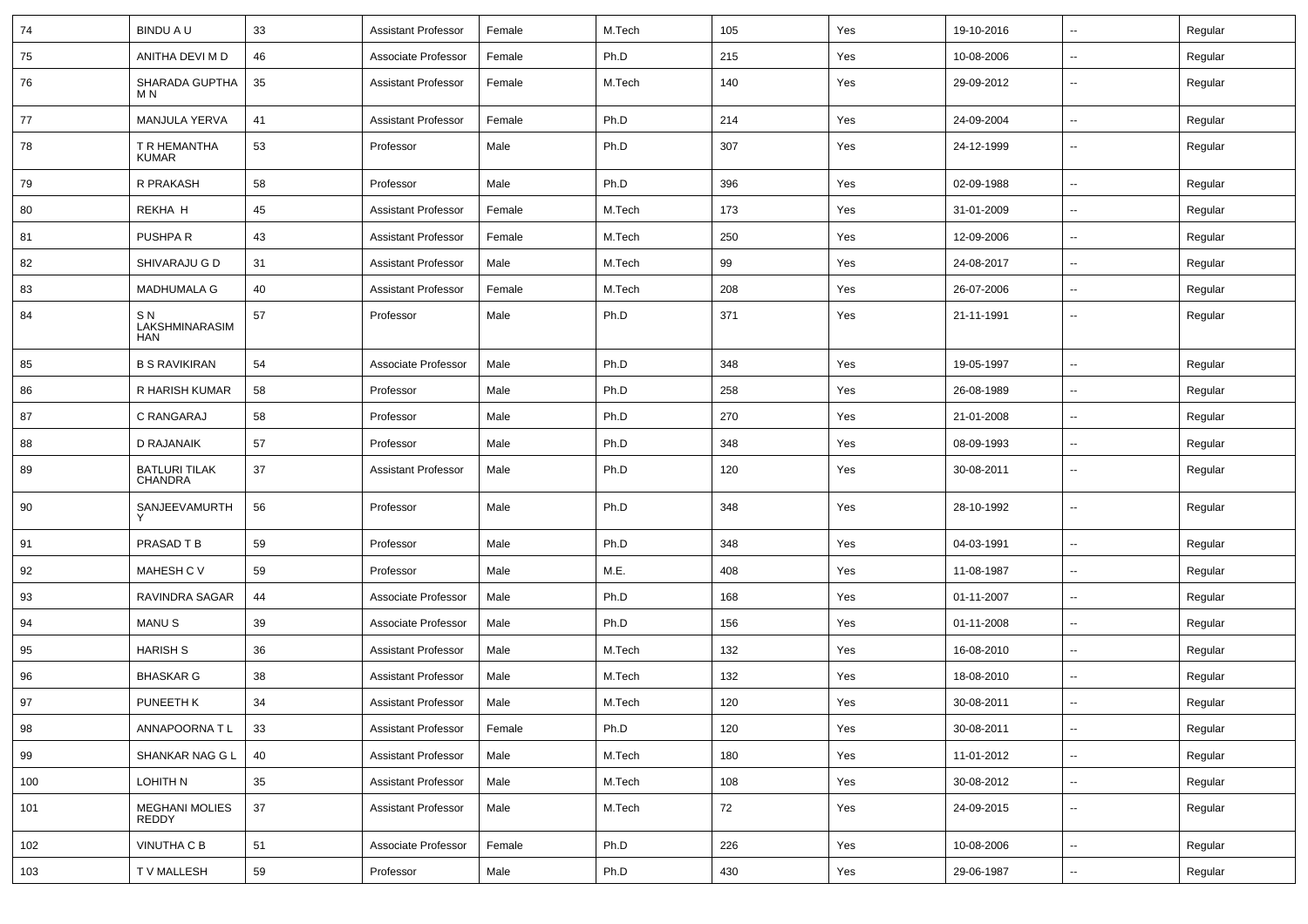| 74 | BINDU A U | 33 | Assistant Professor | Female | M.Tech | 105 | Yes | 19-10-2016 | -- | Regular |
|---|---|---|---|---|---|---|---|---|---|---|
| 75 | ANITHA DEVI M D | 46 | Associate Professor | Female | Ph.D | 215 | Yes | 10-08-2006 | -- | Regular |
| 76 | SHARADA GUPTHA M N | 35 | Assistant Professor | Female | M.Tech | 140 | Yes | 29-09-2012 | -- | Regular |
| 77 | MANJULA YERVA | 41 | Assistant Professor | Female | Ph.D | 214 | Yes | 24-09-2004 | -- | Regular |
| 78 | T R HEMANTHA KUMAR | 53 | Professor | Male | Ph.D | 307 | Yes | 24-12-1999 | -- | Regular |
| 79 | R PRAKASH | 58 | Professor | Male | Ph.D | 396 | Yes | 02-09-1988 | -- | Regular |
| 80 | REKHA H | 45 | Assistant Professor | Female | M.Tech | 173 | Yes | 31-01-2009 | -- | Regular |
| 81 | PUSHPA R | 43 | Assistant Professor | Female | M.Tech | 250 | Yes | 12-09-2006 | -- | Regular |
| 82 | SHIVARAJU G D | 31 | Assistant Professor | Male | M.Tech | 99 | Yes | 24-08-2017 | -- | Regular |
| 83 | MADHUMALA G | 40 | Assistant Professor | Female | M.Tech | 208 | Yes | 26-07-2006 | -- | Regular |
| 84 | S N LAKSHMINARASIMHAN | 57 | Professor | Male | Ph.D | 371 | Yes | 21-11-1991 | -- | Regular |
| 85 | B S RAVIKIRAN | 54 | Associate Professor | Male | Ph.D | 348 | Yes | 19-05-1997 | -- | Regular |
| 86 | R HARISH KUMAR | 58 | Professor | Male | Ph.D | 258 | Yes | 26-08-1989 | -- | Regular |
| 87 | C RANGARAJ | 58 | Professor | Male | Ph.D | 270 | Yes | 21-01-2008 | -- | Regular |
| 88 | D RAJANAIK | 57 | Professor | Male | Ph.D | 348 | Yes | 08-09-1993 | -- | Regular |
| 89 | BATLURI TILAK CHANDRA | 37 | Assistant Professor | Male | Ph.D | 120 | Yes | 30-08-2011 | -- | Regular |
| 90 | SANJEEVAMURTHY | 56 | Professor | Male | Ph.D | 348 | Yes | 28-10-1992 | -- | Regular |
| 91 | PRASAD T B | 59 | Professor | Male | Ph.D | 348 | Yes | 04-03-1991 | -- | Regular |
| 92 | MAHESH C V | 59 | Professor | Male | M.E. | 408 | Yes | 11-08-1987 | -- | Regular |
| 93 | RAVINDRA SAGAR | 44 | Associate Professor | Male | Ph.D | 168 | Yes | 01-11-2007 | -- | Regular |
| 94 | MANU S | 39 | Associate Professor | Male | Ph.D | 156 | Yes | 01-11-2008 | -- | Regular |
| 95 | HARISH S | 36 | Assistant Professor | Male | M.Tech | 132 | Yes | 16-08-2010 | -- | Regular |
| 96 | BHASKAR G | 38 | Assistant Professor | Male | M.Tech | 132 | Yes | 18-08-2010 | -- | Regular |
| 97 | PUNEETH K | 34 | Assistant Professor | Male | M.Tech | 120 | Yes | 30-08-2011 | -- | Regular |
| 98 | ANNAPOORNA T L | 33 | Assistant Professor | Female | Ph.D | 120 | Yes | 30-08-2011 | -- | Regular |
| 99 | SHANKAR NAG G L | 40 | Assistant Professor | Male | M.Tech | 180 | Yes | 11-01-2012 | -- | Regular |
| 100 | LOHITH N | 35 | Assistant Professor | Male | M.Tech | 108 | Yes | 30-08-2012 | -- | Regular |
| 101 | MEGHANI MOLIES REDDY | 37 | Assistant Professor | Male | M.Tech | 72 | Yes | 24-09-2015 | -- | Regular |
| 102 | VINUTHA C B | 51 | Associate Professor | Female | Ph.D | 226 | Yes | 10-08-2006 | -- | Regular |
| 103 | T V MALLESH | 59 | Professor | Male | Ph.D | 430 | Yes | 29-06-1987 | -- | Regular |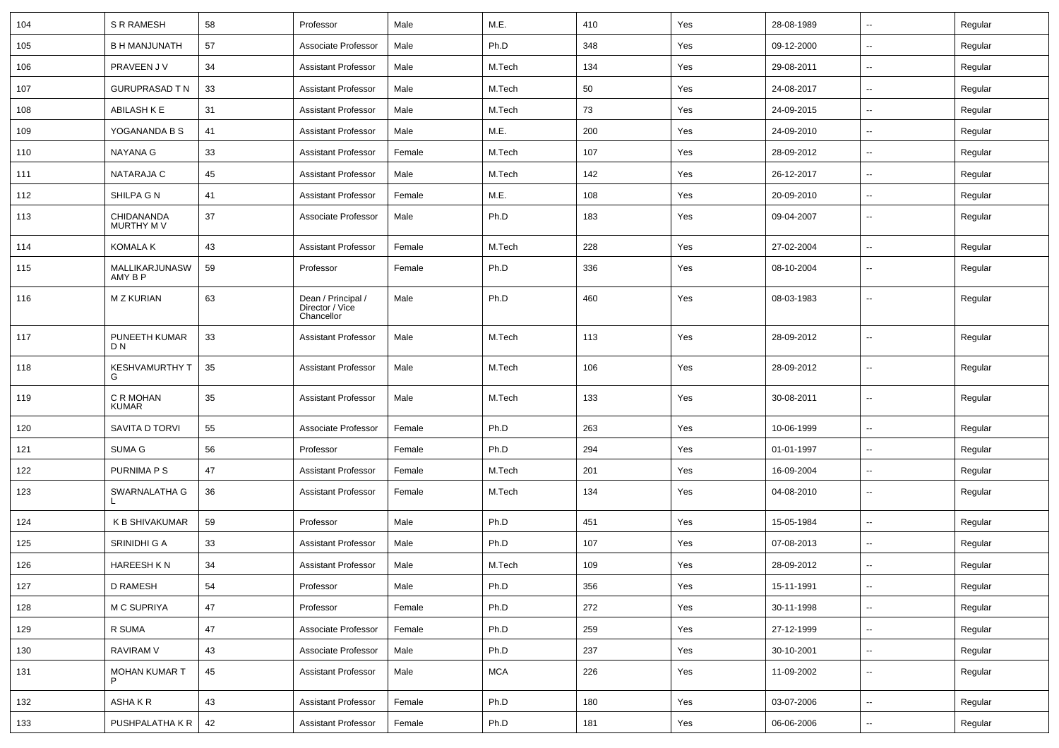| 104 | S R RAMESH | 58 | Professor | Male | M.E. | 410 | Yes | 28-08-1989 | -- | Regular |
|---|---|---|---|---|---|---|---|---|---|---|
| 105 | B H MANJUNATH | 57 | Associate Professor | Male | Ph.D | 348 | Yes | 09-12-2000 | -- | Regular |
| 106 | PRAVEEN J V | 34 | Assistant Professor | Male | M.Tech | 134 | Yes | 29-08-2011 | -- | Regular |
| 107 | GURUPRASAD T N | 33 | Assistant Professor | Male | M.Tech | 50 | Yes | 24-08-2017 | -- | Regular |
| 108 | ABILASH K E | 31 | Assistant Professor | Male | M.Tech | 73 | Yes | 24-09-2015 | -- | Regular |
| 109 | YOGANANDA B S | 41 | Assistant Professor | Male | M.E. | 200 | Yes | 24-09-2010 | -- | Regular |
| 110 | NAYANA G | 33 | Assistant Professor | Female | M.Tech | 107 | Yes | 28-09-2012 | -- | Regular |
| 111 | NATARAJA C | 45 | Assistant Professor | Male | M.Tech | 142 | Yes | 26-12-2017 | -- | Regular |
| 112 | SHILPA G N | 41 | Assistant Professor | Female | M.E. | 108 | Yes | 20-09-2010 | -- | Regular |
| 113 | CHIDANANDA MURTHY M V | 37 | Associate Professor | Male | Ph.D | 183 | Yes | 09-04-2007 | -- | Regular |
| 114 | KOMALA K | 43 | Assistant Professor | Female | M.Tech | 228 | Yes | 27-02-2004 | -- | Regular |
| 115 | MALLIKARJUNASWAMY B P | 59 | Professor | Female | Ph.D | 336 | Yes | 08-10-2004 | -- | Regular |
| 116 | M Z KURIAN | 63 | Dean / Principal / Director / Vice Chancellor | Male | Ph.D | 460 | Yes | 08-03-1983 | -- | Regular |
| 117 | PUNEETH KUMAR D N | 33 | Assistant Professor | Male | M.Tech | 113 | Yes | 28-09-2012 | -- | Regular |
| 118 | KESHVAMURTHY T G | 35 | Assistant Professor | Male | M.Tech | 106 | Yes | 28-09-2012 | -- | Regular |
| 119 | C R MOHAN KUMAR | 35 | Assistant Professor | Male | M.Tech | 133 | Yes | 30-08-2011 | -- | Regular |
| 120 | SAVITA D TORVI | 55 | Associate Professor | Female | Ph.D | 263 | Yes | 10-06-1999 | -- | Regular |
| 121 | SUMA G | 56 | Professor | Female | Ph.D | 294 | Yes | 01-01-1997 | -- | Regular |
| 122 | PURNIMA P S | 47 | Assistant Professor | Female | M.Tech | 201 | Yes | 16-09-2004 | -- | Regular |
| 123 | SWARNALATHA G L | 36 | Assistant Professor | Female | M.Tech | 134 | Yes | 04-08-2010 | -- | Regular |
| 124 | K B SHIVAKUMAR | 59 | Professor | Male | Ph.D | 451 | Yes | 15-05-1984 | -- | Regular |
| 125 | SRINIDHI G A | 33 | Assistant Professor | Male | Ph.D | 107 | Yes | 07-08-2013 | -- | Regular |
| 126 | HAREESH K N | 34 | Assistant Professor | Male | M.Tech | 109 | Yes | 28-09-2012 | -- | Regular |
| 127 | D RAMESH | 54 | Professor | Male | Ph.D | 356 | Yes | 15-11-1991 | -- | Regular |
| 128 | M C SUPRIYA | 47 | Professor | Female | Ph.D | 272 | Yes | 30-11-1998 | -- | Regular |
| 129 | R SUMA | 47 | Associate Professor | Female | Ph.D | 259 | Yes | 27-12-1999 | -- | Regular |
| 130 | RAVIRAM V | 43 | Associate Professor | Male | Ph.D | 237 | Yes | 30-10-2001 | -- | Regular |
| 131 | MOHAN KUMAR T P | 45 | Assistant Professor | Male | MCA | 226 | Yes | 11-09-2002 | -- | Regular |
| 132 | ASHA K R | 43 | Assistant Professor | Female | Ph.D | 180 | Yes | 03-07-2006 | -- | Regular |
| 133 | PUSHPALATHA K R | 42 | Assistant Professor | Female | Ph.D | 181 | Yes | 06-06-2006 | -- | Regular |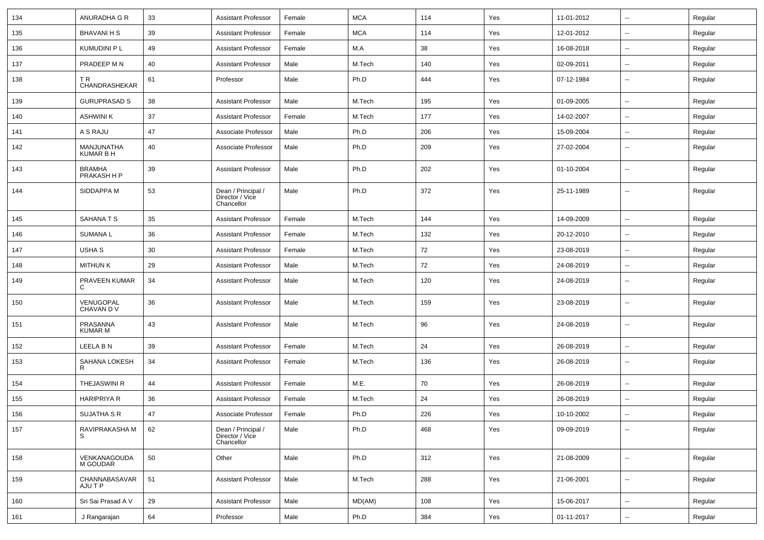| | | | | | | | | | | |
|---|---|---|---|---|---|---|---|---|---|---|
| 134 | ANURADHA G R | 33 | Assistant Professor | Female | MCA | 114 | Yes | 11-01-2012 | -- | Regular |
| 135 | BHAVANI H S | 39 | Assistant Professor | Female | MCA | 114 | Yes | 12-01-2012 | -- | Regular |
| 136 | KUMUDINI P L | 49 | Assistant Professor | Female | M.A | 38 | Yes | 16-08-2018 | -- | Regular |
| 137 | PRADEEP M N | 40 | Assistant Professor | Male | M.Tech | 140 | Yes | 02-09-2011 | -- | Regular |
| 138 | T R CHANDRASHEKAR | 61 | Professor | Male | Ph.D | 444 | Yes | 07-12-1984 | -- | Regular |
| 139 | GURUPRASAD S | 38 | Assistant Professor | Male | M.Tech | 195 | Yes | 01-09-2005 | -- | Regular |
| 140 | ASHWINI K | 37 | Assistant Professor | Female | M.Tech | 177 | Yes | 14-02-2007 | -- | Regular |
| 141 | A S RAJU | 47 | Associate Professor | Male | Ph.D | 206 | Yes | 15-09-2004 | -- | Regular |
| 142 | MANJUNATHA KUMAR B H | 40 | Associate Professor | Male | Ph.D | 209 | Yes | 27-02-2004 | -- | Regular |
| 143 | BRAMHA PRAKASH H P | 39 | Assistant Professor | Male | Ph.D | 202 | Yes | 01-10-2004 | -- | Regular |
| 144 | SIDDAPPA M | 53 | Dean / Principal / Director / Vice Chancellor | Male | Ph.D | 372 | Yes | 25-11-1989 | -- | Regular |
| 145 | SAHANA T S | 35 | Assistant Professor | Female | M.Tech | 144 | Yes | 14-09-2009 | -- | Regular |
| 146 | SUMANA L | 36 | Assistant Professor | Female | M.Tech | 132 | Yes | 20-12-2010 | -- | Regular |
| 147 | USHA S | 30 | Assistant Professor | Female | M.Tech | 72 | Yes | 23-08-2019 | -- | Regular |
| 148 | MITHUN K | 29 | Assistant Professor | Male | M.Tech | 72 | Yes | 24-08-2019 | -- | Regular |
| 149 | PRAVEEN KUMAR C | 34 | Assistant Professor | Male | M.Tech | 120 | Yes | 24-08-2019 | -- | Regular |
| 150 | VENUGOPAL CHAVAN D V | 36 | Assistant Professor | Male | M.Tech | 159 | Yes | 23-08-2019 | -- | Regular |
| 151 | PRASANNA KUMAR M | 43 | Assistant Professor | Male | M.Tech | 96 | Yes | 24-08-2019 | -- | Regular |
| 152 | LEELA B N | 39 | Assistant Professor | Female | M.Tech | 24 | Yes | 26-08-2019 | -- | Regular |
| 153 | SAHANA LOKESH R | 34 | Assistant Professor | Female | M.Tech | 136 | Yes | 26-08-2019 | -- | Regular |
| 154 | THEJASWINI R | 44 | Assistant Professor | Female | M.E. | 70 | Yes | 26-08-2019 | -- | Regular |
| 155 | HARIPRIYA R | 36 | Assistant Professor | Female | M.Tech | 24 | Yes | 26-08-2019 | -- | Regular |
| 156 | SUJATHA S R | 47 | Associate Professor | Female | Ph.D | 226 | Yes | 10-10-2002 | -- | Regular |
| 157 | RAVIPRAKASHA M S | 62 | Dean / Principal / Director / Vice Chancellor | Male | Ph.D | 468 | Yes | 09-09-2019 | -- | Regular |
| 158 | VENKANAGOUDA M GOUDAR | 50 | Other | Male | Ph.D | 312 | Yes | 21-08-2009 | -- | Regular |
| 159 | CHANNABASAVAR AJU T P | 51 | Assistant Professor | Male | M.Tech | 288 | Yes | 21-06-2001 | -- | Regular |
| 160 | Sri Sai Prasad A V | 29 | Assistant Professor | Male | MD(AM) | 108 | Yes | 15-06-2017 | -- | Regular |
| 161 | J Rangarajan | 64 | Professor | Male | Ph.D | 384 | Yes | 01-11-2017 | -- | Regular |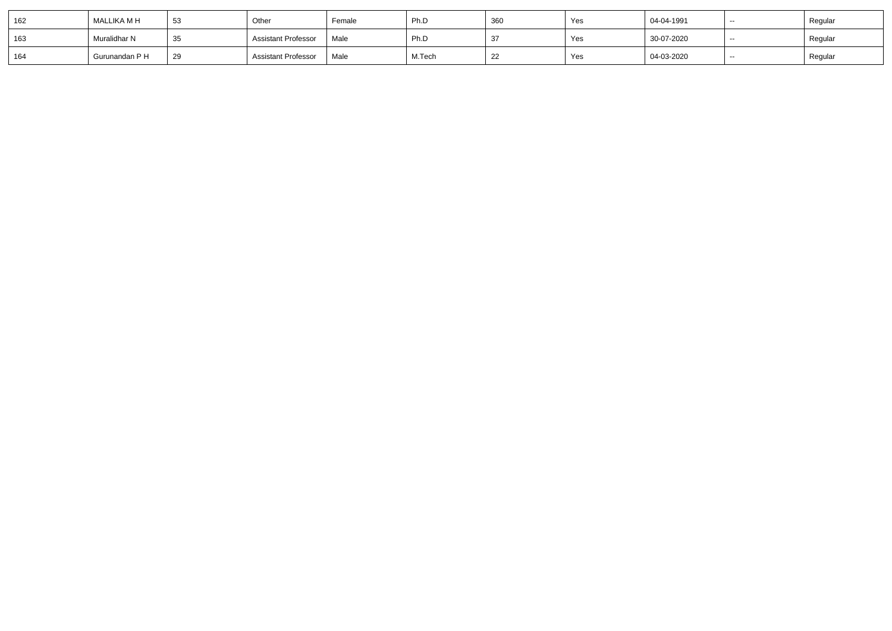| | | | | | | | | | | |
|---|---|---|---|---|---|---|---|---|---|---|
| 162 | MALLIKA M H | 53 | Other | Female | Ph.D | 360 | Yes | 04-04-1991 | -- | Regular |
| 163 | Muralidhar N | 35 | Assistant Professor | Male | Ph.D | 37 | Yes | 30-07-2020 | -- | Regular |
| 164 | Gurunandan P H | 29 | Assistant Professor | Male | M.Tech | 22 | Yes | 04-03-2020 | -- | Regular |